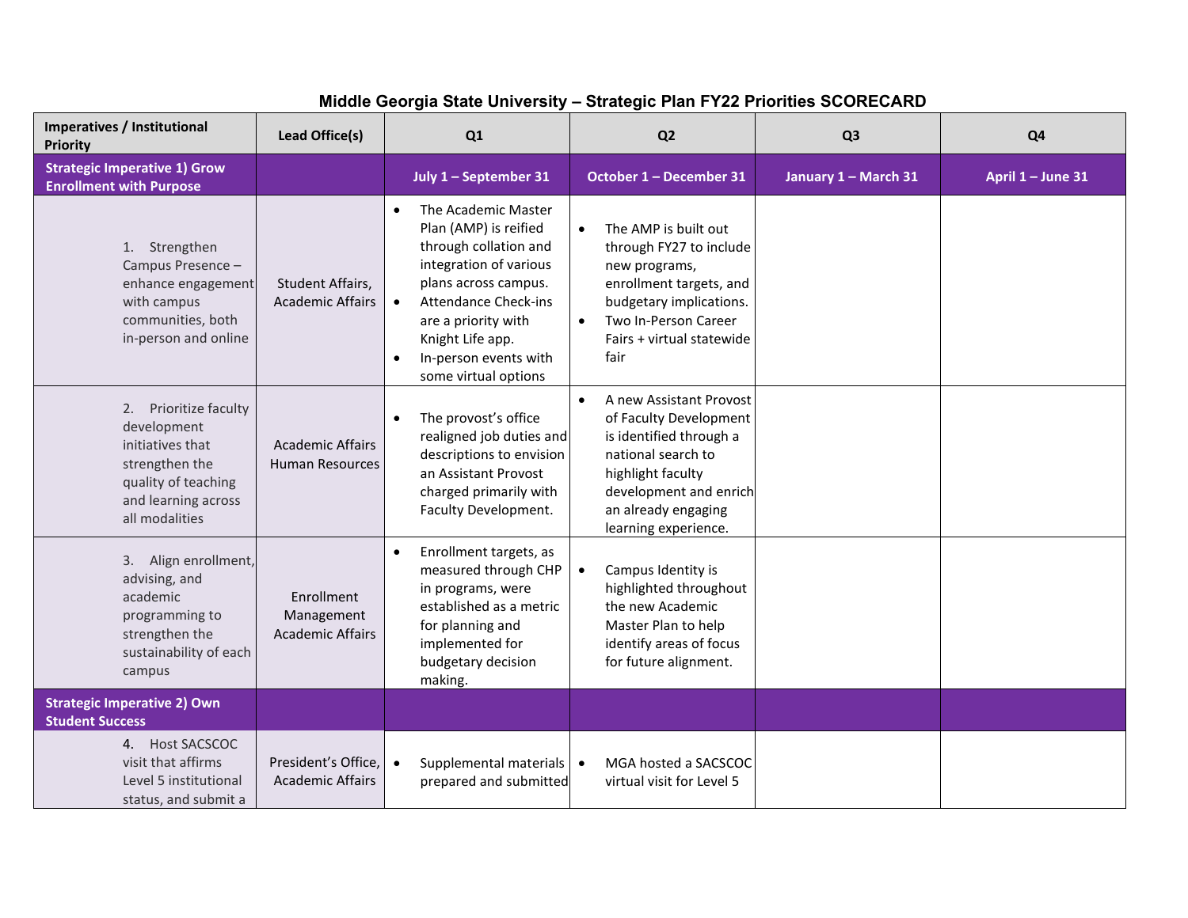# Middle Georgia State University – Strategic Plan FY22 Priorities SCORECARD

| Imperatives / Institutional Priority | Lead Office(s) | Q1 | Q2 | Q3 | Q4 |
|---|---|---|---|---|---|
| **Strategic Imperative 1) Grow Enrollment with Purpose** | | **July 1 – September 31** | **October 1 – December 31** | **January 1 – March 31** | **April 1 – June 31** |
| 1. Strengthen Campus Presence – enhance engagement with campus communities, both in-person and online | Student Affairs, Academic Affairs | • The Academic Master Plan (AMP) is reified through collation and integration of various plans across campus.<br>• Attendance Check-ins are a priority with Knight Life app.<br>• In-person events with some virtual options | • The AMP is built out through FY27 to include new programs, enrollment targets, and budgetary implications.<br>• Two In-Person Career Fairs + virtual statewide fair | | |
| 2. Prioritize faculty development initiatives that strengthen the quality of teaching and learning across all modalities | Academic Affairs Human Resources | • The provost's office realigned job duties and descriptions to envision an Assistant Provost charged primarily with Faculty Development. | • A new Assistant Provost of Faculty Development is identified through a national search to highlight faculty development and enrich an already engaging learning experience. | | |
| 3. Align enrollment, advising, and academic programming to strengthen the sustainability of each campus | Enrollment Management Academic Affairs | • Enrollment targets, as measured through CHP in programs, were established as a metric for planning and implemented for budgetary decision making. | • Campus Identity is highlighted throughout the new Academic Master Plan to help identify areas of focus for future alignment. | | |
| **Strategic Imperative 2) Own Student Success** | | | | | |
| 4. Host SACSCOC visit that affirms Level 5 institutional status, and submit a | President's Office, Academic Affairs | • Supplemental materials prepared and submitted | • MGA hosted a SACSCOC virtual visit for Level 5 | | |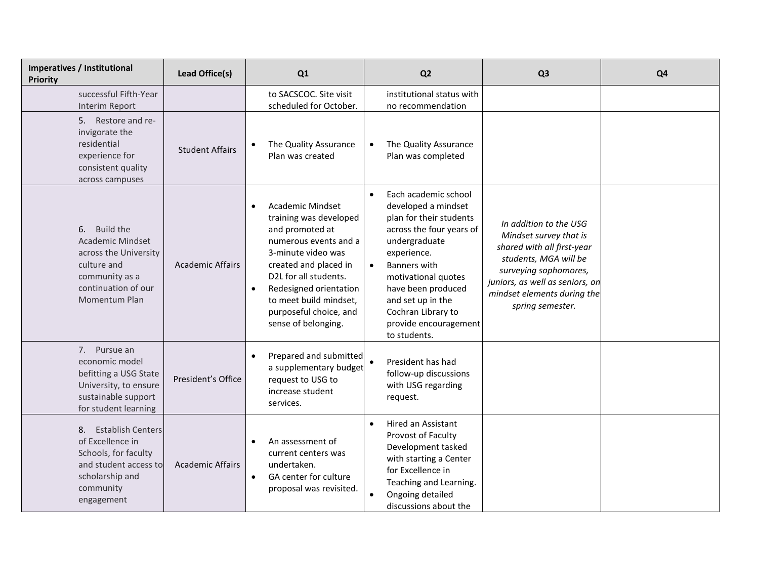| Imperatives / Institutional Priority | Lead Office(s) | Q1 | Q2 | Q3 | Q4 |
|---|---|---|---|---|---|
| successful Fifth-Year Interim Report | | to SACSCOC. Site visit scheduled for October. | institutional status with no recommendation | | |
| 5. Restore and re-invigorate the residential experience for consistent quality across campuses | Student Affairs | • The Quality Assurance Plan was created | • The Quality Assurance Plan was completed | | |
| 6. Build the Academic Mindset across the University culture and community as a continuation of our Momentum Plan | Academic Affairs | • Academic Mindset training was developed and promoted at numerous events and a 3-minute video was created and placed in D2L for all students. <br> • Redesigned orientation to meet build mindset, purposeful choice, and sense of belonging. | • Each academic school developed a mindset plan for their students across the four years of undergraduate experience. <br> • Banners with motivational quotes have been produced and set up in the Cochran Library to provide encouragement to students. | *In addition to the USG Mindset survey that is shared with all first-year students, MGA will be surveying sophomores, juniors, as well as seniors, on mindset elements during the spring semester.* | |
| 7. Pursue an economic model befitting a USG State University, to ensure sustainable support for student learning | President's Office | • Prepared and submitted a supplementary budget request to USG to increase student services. | • President has had follow-up discussions with USG regarding request. | | |
| 8. Establish Centers of Excellence in Schools, for faculty and student access to scholarship and community engagement | Academic Affairs | • An assessment of current centers was undertaken. <br> • GA center for culture proposal was revisited. | • Hired an Assistant Provost of Faculty Development tasked with starting a Center for Excellence in Teaching and Learning. <br> • Ongoing detailed discussions about the | | |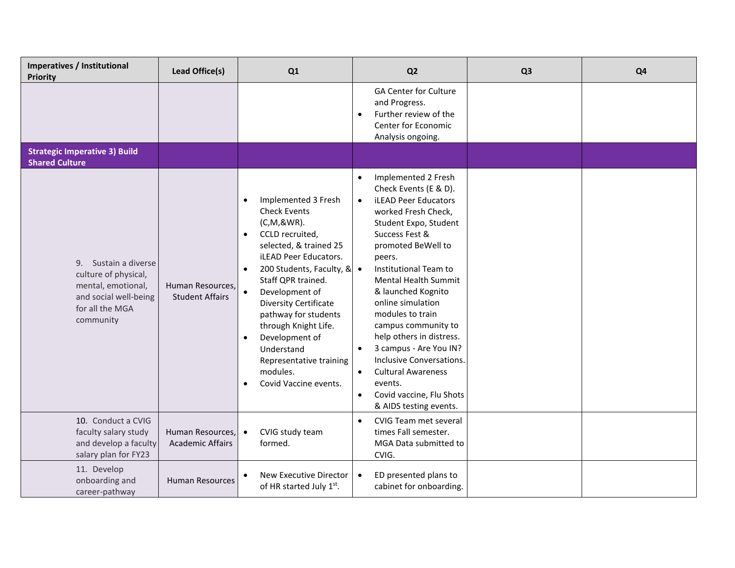| Imperatives / Institutional Priority | Lead Office(s) | Q1 | Q2 | Q3 | Q4 |
|---|---|---|---|---|---|
| | | | GA Center for Culture and Progress.<br>• Further review of the Center for Economic Analysis ongoing. | | |
| **Strategic Imperative 3) Build Shared Culture** | | | | | |
| 9. Sustain a diverse culture of physical, mental, emotional, and social well-being for all the MGA community | Human Resources, Student Affairs | • Implemented 3 Fresh Check Events (C,M,&WR).<br>• CCLD recruited, selected, & trained 25 iLEAD Peer Educators.<br>• 200 Students, Faculty, & Staff QPR trained.<br>• Development of Diversity Certificate pathway for students through Knight Life.<br>• Development of Understand Representative training modules.<br>• Covid Vaccine events. | • Implemented 2 Fresh Check Events (E & D).<br>• iLEAD Peer Educators worked Fresh Check, Student Expo, Student Success Fest & promoted BeWell to peers.<br>• Institutional Team to Mental Health Summit & launched Kognito online simulation modules to train campus community to help others in distress.<br>• 3 campus - Are You IN? Inclusive Conversations.<br>• Cultural Awareness events.<br>• Covid vaccine, Flu Shots & AIDS testing events. | | |
| 10. Conduct a CVIG faculty salary study and develop a faculty salary plan for FY23 | Human Resources, Academic Affairs | • CVIG study team formed. | • CVIG Team met several times Fall semester. MGA Data submitted to CVIG. | | |
| 11. Develop onboarding and career-pathway | Human Resources | • New Executive Director of HR started July 1st. | • ED presented plans to cabinet for onboarding. | | |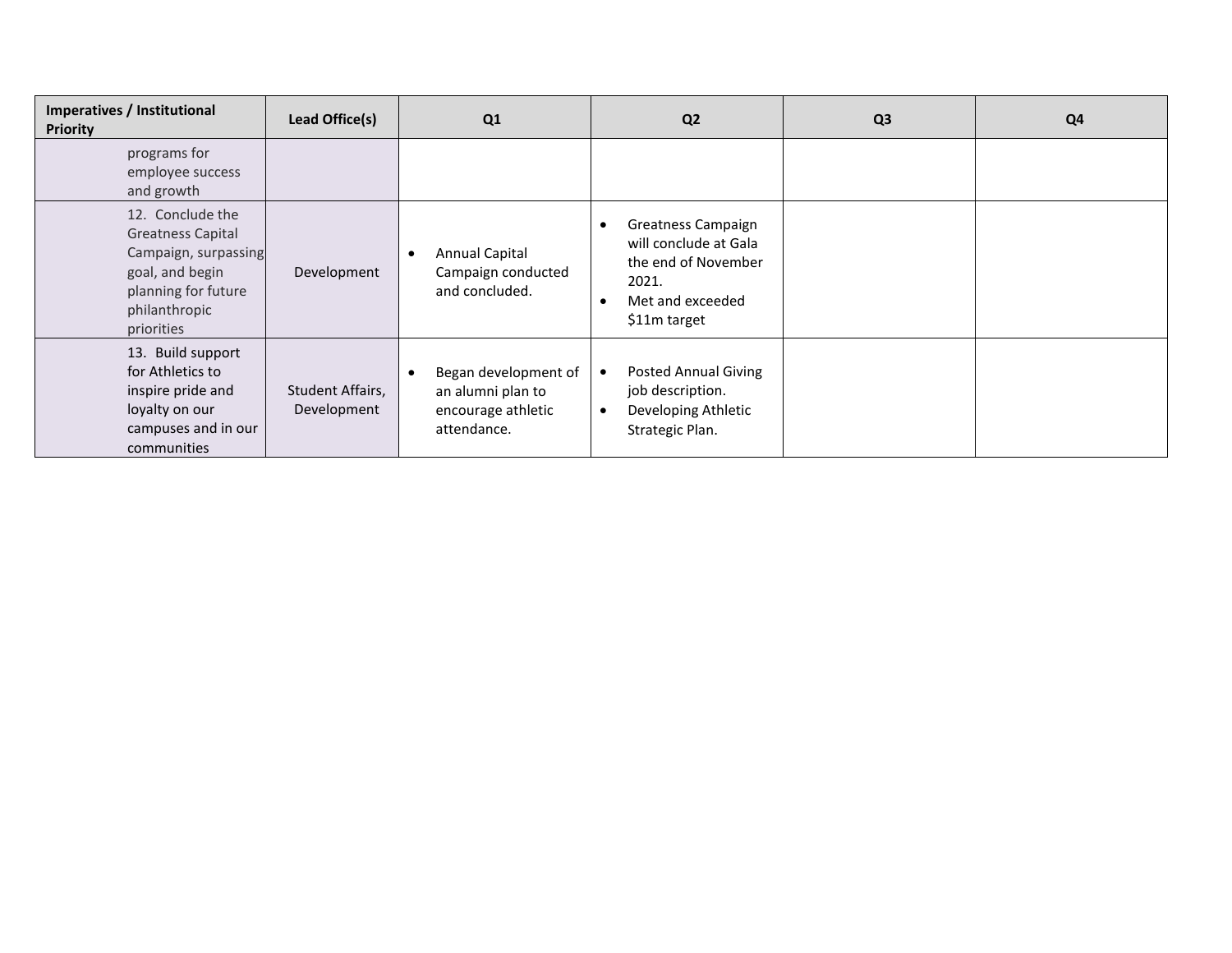| Imperatives / Institutional Priority | Lead Office(s) | Q1 | Q2 | Q3 | Q4 |
|---|---|---|---|---|---|
| programs for employee success and growth | | | | | |
| 12. Conclude the Greatness Capital Campaign, surpassing goal, and begin planning for future philanthropic priorities | Development | • Annual Capital Campaign conducted and concluded. | • Greatness Campaign will conclude at Gala the end of November 2021.<br>• Met and exceeded $11m target | | |
| 13. Build support for Athletics to inspire pride and loyalty on our campuses and in our communities | Student Affairs, Development | • Began development of an alumni plan to encourage athletic attendance. | • Posted Annual Giving job description.<br>• Developing Athletic Strategic Plan. | | |